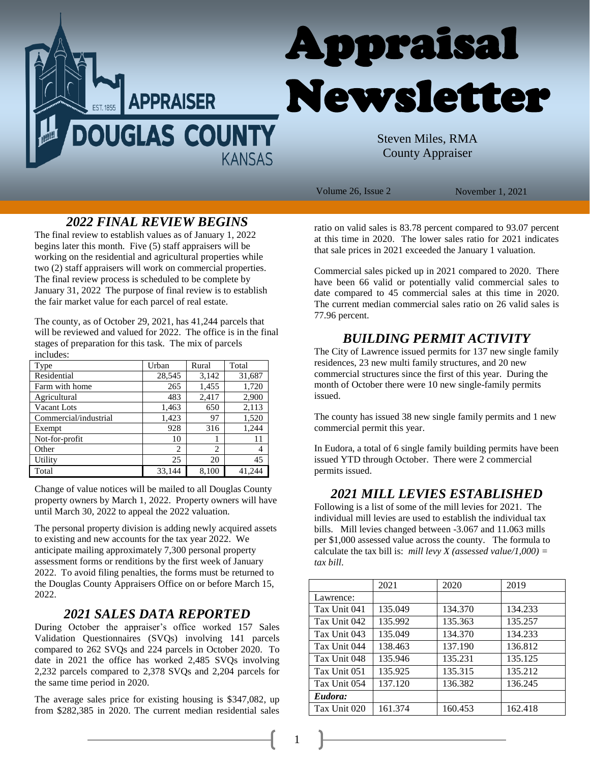# Appraisal Newsletter

APPRAISER
DOUGLAS COUNTY
KANSAS
EST. 1855

Steven Miles, RMA
County Appraiser

Volume 26, Issue 2 November 1, 2021

## *2022 FINAL REVIEW BEGINS*

The final review to establish values as of January 1, 2022 begins later this month. Five (5) staff appraisers will be working on the residential and agricultural properties while two (2) staff appraisers will work on commercial properties. The final review process is scheduled to be complete by January 31, 2022 The purpose of final review is to establish the fair market value for each parcel of real estate.

The county, as of October 29, 2021, has 41,244 parcels that will be reviewed and valued for 2022. The office is in the final stages of preparation for this task. The mix of parcels includes:

| Type | Urban | Rural | Total |
|---|---|---|---|
| Residential | 28,545 | 3,142 | 31,687 |
| Farm with home | 265 | 1,455 | 1,720 |
| Agricultural | 483 | 2,417 | 2,900 |
| Vacant Lots | 1,463 | 650 | 2,113 |
| Commercial/industrial | 1,423 | 97 | 1,520 |
| Exempt | 928 | 316 | 1,244 |
| Not-for-profit | 10 | 1 | 11 |
| Other | 2 | 2 | 4 |
| Utility | 25 | 20 | 45 |
| Total | 33,144 | 8,100 | 41,244 |

Change of value notices will be mailed to all Douglas County property owners by March 1, 2022. Property owners will have until March 30, 2022 to appeal the 2022 valuation.

The personal property division is adding newly acquired assets to existing and new accounts for the tax year 2022. We anticipate mailing approximately 7,300 personal property assessment forms or renditions by the first week of January 2022. To avoid filing penalties, the forms must be returned to the Douglas County Appraisers Office on or before March 15, 2022.

## *2021 SALES DATA REPORTED*

During October the appraiser's office worked 157 Sales Validation Questionnaires (SVQs) involving 141 parcels compared to 262 SVQs and 224 parcels in October 2020. To date in 2021 the office has worked 2,485 SVQs involving 2,232 parcels compared to 2,378 SVQs and 2,204 parcels for the same time period in 2020.

The average sales price for existing housing is $347,082, up from $282,385 in 2020. The current median residential sales ratio on valid sales is 83.78 percent compared to 93.07 percent at this time in 2020. The lower sales ratio for 2021 indicates that sale prices in 2021 exceeded the January 1 valuation.

Commercial sales picked up in 2021 compared to 2020. There have been 66 valid or potentially valid commercial sales to date compared to 45 commercial sales at this time in 2020. The current median commercial sales ratio on 26 valid sales is 77.96 percent.

## *BUILDING PERMIT ACTIVITY*

The City of Lawrence issued permits for 137 new single family residences, 23 new multi family structures, and 20 new commercial structures since the first of this year. During the month of October there were 10 new single-family permits issued.

The county has issued 38 new single family permits and 1 new commercial permit this year.

In Eudora, a total of 6 single family building permits have been issued YTD through October. There were 2 commercial permits issued.

## *2021 MILL LEVIES ESTABLISHED*

Following is a list of some of the mill levies for 2021. The individual mill levies are used to establish the individual tax bills. Mill levies changed between -3.067 and 11.063 mills per $1,000 assessed value across the county. The formula to calculate the tax bill is: *mill levy X (assessed value/1,000) = tax bill.*

| | 2021 | 2020 | 2019 |
|---|---|---|---|
| Lawrence: | | | |
| Tax Unit 041 | 135.049 | 134.370 | 134.233 |
| Tax Unit 042 | 135.992 | 135.363 | 135.257 |
| Tax Unit 043 | 135.049 | 134.370 | 134.233 |
| Tax Unit 044 | 138.463 | 137.190 | 136.812 |
| Tax Unit 048 | 135.946 | 135.231 | 135.125 |
| Tax Unit 051 | 135.925 | 135.315 | 135.212 |
| Tax Unit 054 | 137.120 | 136.382 | 136.245 |
| ***Eudora:*** | | | |
| Tax Unit 020 | 161.374 | 160.453 | 162.418 |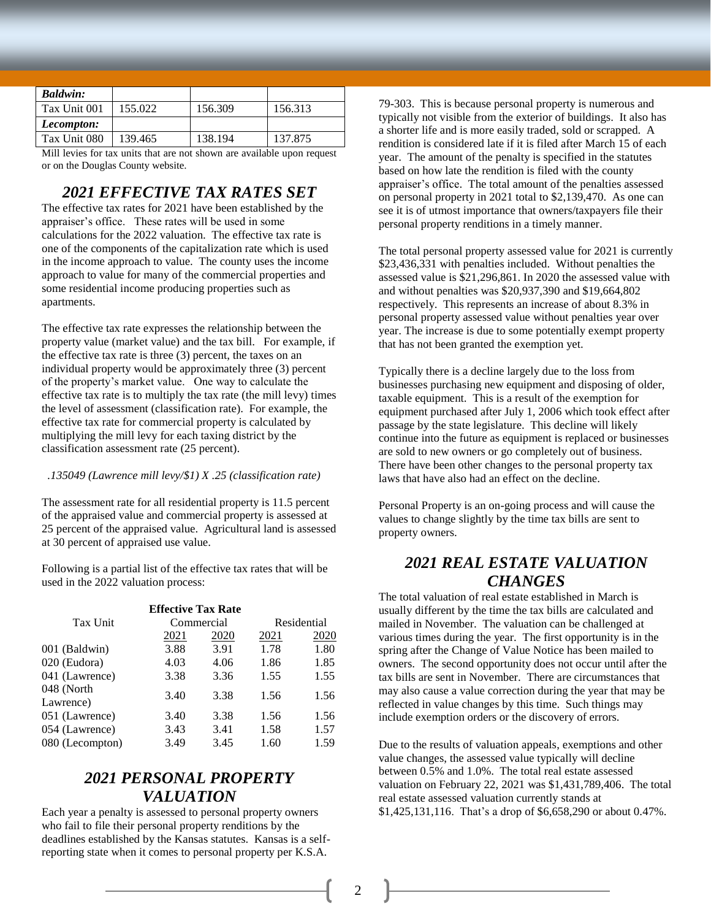| | | | |
|---|---|---|---|
| ***Baldwin:*** | | | |
| Tax Unit 001 | 155.022 | 156.309 | 156.313 |
| ***Lecompton:*** | | | |
| Tax Unit 080 | 139.465 | 138.194 | 137.875 |

Mill levies for tax units that are not shown are available upon request or on the Douglas County website.

## *2021 EFFECTIVE TAX RATES SET*

The effective tax rates for 2021 have been established by the appraiser's office. These rates will be used in some calculations for the 2022 valuation. The effective tax rate is one of the components of the capitalization rate which is used in the income approach to value. The county uses the income approach to value for many of the commercial properties and some residential income producing properties such as apartments.

The effective tax rate expresses the relationship between the property value (market value) and the tax bill. For example, if the effective tax rate is three (3) percent, the taxes on an individual property would be approximately three (3) percent of the property's market value. One way to calculate the effective tax rate is to multiply the tax rate (the mill levy) times the level of assessment (classification rate). For example, the effective tax rate for commercial property is calculated by multiplying the mill levy for each taxing district by the classification assessment rate (25 percent).

*.135049 (Lawrence mill levy/$1) X .25 (classification rate)*

The assessment rate for all residential property is 11.5 percent of the appraised value and commercial property is assessed at 25 percent of the appraised value. Agricultural land is assessed at 30 percent of appraised use value.

Following is a partial list of the effective tax rates that will be used in the 2022 valuation process:

**Effective Tax Rate**

| Tax Unit | Commercial | | Residential | |
|---|---|---|---|---|
| | 2021 | 2020 | 2021 | 2020 |
| 001 (Baldwin) | 3.88 | 3.91 | 1.78 | 1.80 |
| 020 (Eudora) | 4.03 | 4.06 | 1.86 | 1.85 |
| 041 (Lawrence) | 3.38 | 3.36 | 1.55 | 1.55 |
| 048 (North Lawrence) | 3.40 | 3.38 | 1.56 | 1.56 |
| 051 (Lawrence) | 3.40 | 3.38 | 1.56 | 1.56 |
| 054 (Lawrence) | 3.43 | 3.41 | 1.58 | 1.57 |
| 080 (Lecompton) | 3.49 | 3.45 | 1.60 | 1.59 |

## *2021 PERSONAL PROPERTY VALUATION*

Each year a penalty is assessed to personal property owners who fail to file their personal property renditions by the deadlines established by the Kansas statutes. Kansas is a self-reporting state when it comes to personal property per K.S.A. 79-303. This is because personal property is numerous and typically not visible from the exterior of buildings. It also has a shorter life and is more easily traded, sold or scrapped. A rendition is considered late if it is filed after March 15 of each year. The amount of the penalty is specified in the statutes based on how late the rendition is filed with the county appraiser's office. The total amount of the penalties assessed on personal property in 2021 total to $2,139,470. As one can see it is of utmost importance that owners/taxpayers file their personal property renditions in a timely manner.

The total personal property assessed value for 2021 is currently $23,436,331 with penalties included. Without penalties the assessed value is $21,296,861. In 2020 the assessed value with and without penalties was $20,937,390 and $19,664,802 respectively. This represents an increase of about 8.3% in personal property assessed value without penalties year over year. The increase is due to some potentially exempt property that has not been granted the exemption yet.

Typically there is a decline largely due to the loss from businesses purchasing new equipment and disposing of older, taxable equipment. This is a result of the exemption for equipment purchased after July 1, 2006 which took effect after passage by the state legislature. This decline will likely continue into the future as equipment is replaced or businesses are sold to new owners or go completely out of business. There have been other changes to the personal property tax laws that have also had an effect on the decline.

Personal Property is an on-going process and will cause the values to change slightly by the time tax bills are sent to property owners.

## *2021 REAL ESTATE VALUATION CHANGES*

The total valuation of real estate established in March is usually different by the time the tax bills are calculated and mailed in November. The valuation can be challenged at various times during the year. The first opportunity is in the spring after the Change of Value Notice has been mailed to owners. The second opportunity does not occur until after the tax bills are sent in November. There are circumstances that may also cause a value correction during the year that may be reflected in value changes by this time. Such things may include exemption orders or the discovery of errors.

Due to the results of valuation appeals, exemptions and other value changes, the assessed value typically will decline between 0.5% and 1.0%. The total real estate assessed valuation on February 22, 2021 was $1,431,789,406. The total real estate assessed valuation currently stands at $1,425,131,116. That's a drop of $6,658,290 or about 0.47%.